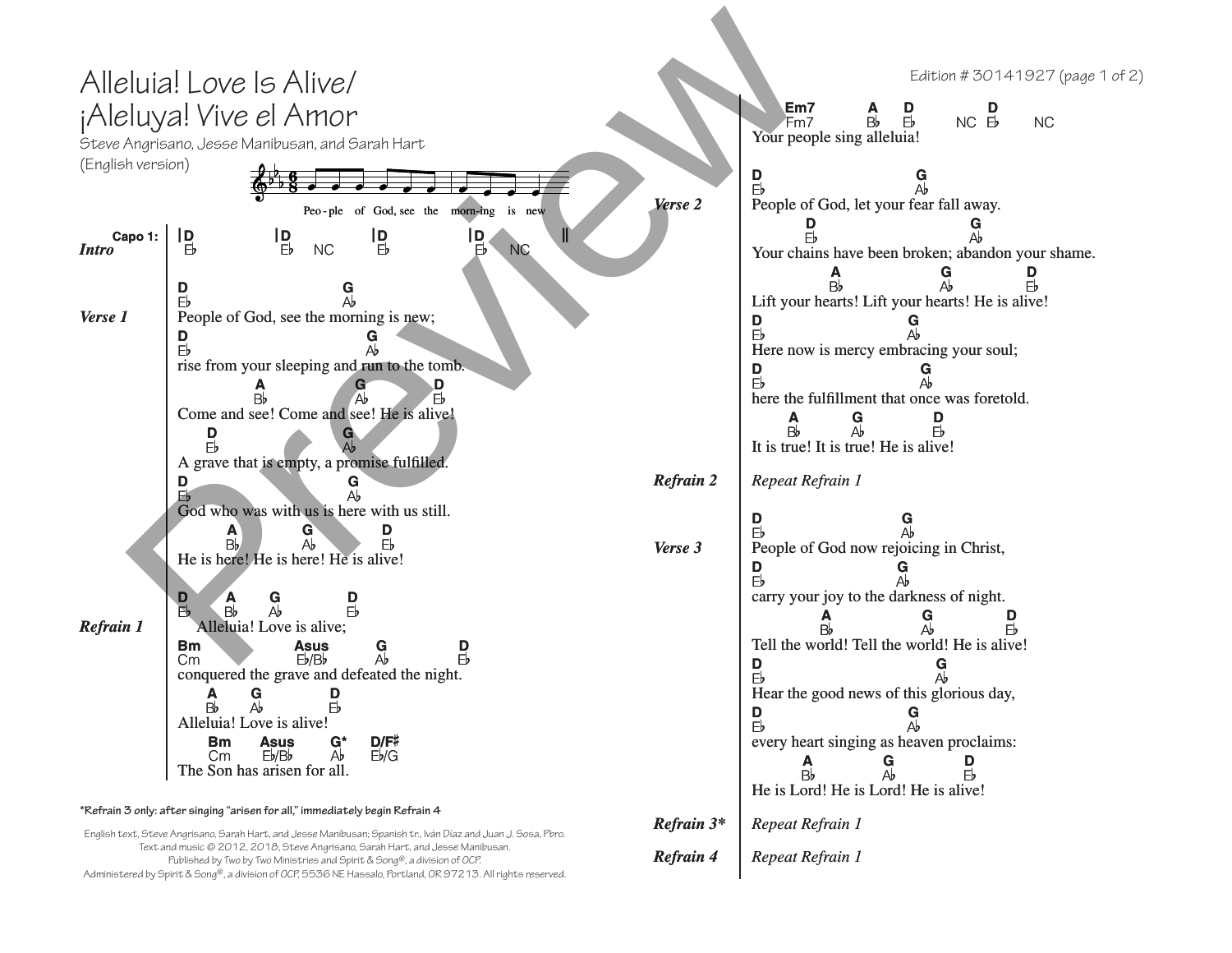# Alleluia! Love Is Alive/ ¡Aleluya! Vive el Amor

Steve Angrisano, Jesse Manibusan, and Sarah Hart

(English version)

Peo - ple of God, see the morn-ing is new

**Capo 1:**

***Intro***

| D (E♭) | D (E♭) NC | D (E♭) | D (E♭) NC ||

***Verse 1***

```
D                             G
E♭                            A♭
People of God, see the morning is new;
D                                 G
E♭                                A♭
rise from your sleeping and run to the tomb.
             A          G          D
             B♭         A♭         E♭
Come and see! Come and see! He is alive!
   D                        G
   E♭                       A♭
A grave that is empty, a promise fulfilled.
D                              G
E♭                             A♭
God who was with us is here with us still.
       A         G          D
       B♭        A♭         E♭
He is here! He is here! He is alive!
```

***Refrain 1***

```
D    A     G         D
E♭   B♭    A♭        E♭
   Alleluia! Love is alive;
Bm                  Asus      G         D
Cm                  E♭/B♭     A♭        E♭
conquered the grave and defeated the night.
   A     G         D
   B♭    A♭        E♭
Alleluia! Love is alive!
   Bm     Asus       G*      D/F♯
   Cm     E♭/B♭      A♭      E♭/G
The Son has arisen for all.
```

**\*Refrain 3 only: after singing "arisen for all," immediately begin Refrain 4**

```
Em7         A      D            D
Fm7         B♭     E♭    NC     E♭    NC
Your people sing alleluia!
```

***Verse 2***

```
D                            G
E♭                           A♭
People of God, let your fear fall away.
      D                              G
      E♭                             A♭
Your chains have been broken; abandon your shame.
            A              G           D
            B♭             A♭          E♭
Lift your hearts! Lift your hearts! He is alive!
D                            G
E♭                           A♭
Here now is mercy embracing your soul;
D                                 G
E♭                                A♭
here the fulfillment that once was foretold.
      A          G             D
      B♭         A♭            E♭
It is true! It is true! He is alive!
```

***Refrain 2*** *Repeat Refrain 1*

***Verse 3***

```
D                             G
E♭                            A♭
People of God now rejoicing in Christ,
D                           G
E♭                          A♭
carry your joy to the darkness of night.
             A             G             D
             B♭            A♭            E♭
Tell the world! Tell the world! He is alive!
D                               G
E♭                              A♭
Hear the good news of this glorious day,
D                            G
E♭                           A♭
every heart singing as heaven proclaims:
         A             G            D
         B♭            A♭           E♭
He is Lord! He is Lord! He is alive!
```

***Refrain 3\**** *Repeat Refrain 1*

***Refrain 4*** *Repeat Refrain 1*

English text, Steve Angrisano, Sarah Hart, and Jesse Manibusan; Spanish tr., Iván Díaz and Juan J. Sosa, Pbro.
Text and music © 2012, 2018, Steve Angrisano, Sarah Hart, and Jesse Manibusan.
Published by Two by Two Ministries and Spirit & Song®, a division of OCP.
Administered by Spirit & Song®, a division of OCP, 5536 NE Hassalo, Portland, OR 97213. All rights reserved.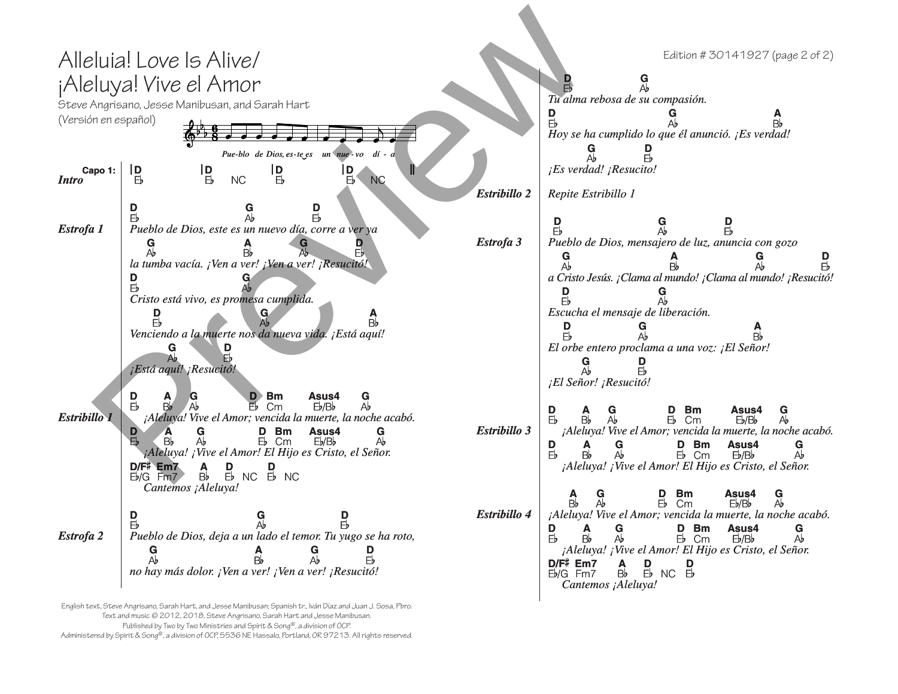# Alleluia! Love Is Alive/ ¡Aleluya! Vive el Amor

Steve Angrisano, Jesse Manibusan, and Sarah Hart

(Versión en español)

*Pue-blo de Dios, es-te es un nue-vo dí-a*

**Capo 1:**

***Intro*** | D/E♭ | D/E♭ NC | D/E♭ | D/E♭ NC ||

***Estrofa 1***

D/E♭ G/A♭ D/E♭
*Pueblo de Dios, este es un nuevo día, corre a ver ya*
G/A♭ A/B♭ G/A♭ D/E♭
*la tumba vacía. ¡Ven a ver! ¡Ven a ver! ¡Resucitó!*
D/E♭ G/A♭
*Cristo está vivo, es promesa cumplida.*
D/E♭ G/A♭ A/B♭
*Venciendo a la muerte nos da nueva vida. ¡Está aquí!*
G/A♭ D/E♭
*¡Está aquí! ¡Resucitó!*

***Estribillo 1***

D/E♭ A/B♭ G/A♭ D/E♭ Bm/Cm Asus4/E♭/B♭ G/A♭
*¡Aleluya! Vive el Amor; vencida la muerte, la noche acabó.*
D/E♭ A/B♭ G/A♭ D/E♭ Bm/Cm Asus4/E♭/B♭ G/A♭
*¡Aleluya! ¡Vive el Amor! El Hijo es Cristo, el Señor.*
D/F♯/E♭/G Em7/Fm7 A/B♭ D/E♭ NC D/E♭ NC
*Cantemos ¡Aleluya!*

***Estrofa 2***

D/E♭ G/A♭ D/E♭
*Pueblo de Dios, deja a un lado el temor. Tu yugo se ha roto,*
G/A♭ A/B♭ G/A♭ D/E♭
*no hay más dolor. ¡Ven a ver! ¡Ven a ver! ¡Resucitó!*
D/E♭ G/A♭
*Tu alma rebosa de su compasión.*
D/E♭ G/A♭ A/B♭
*Hoy se ha cumplido lo que él anunció. ¡Es verdad!*
G/A♭ D/E♭
*¡Es verdad! ¡Resucito!*

***Estribillo 2*** *Repite Estribillo 1*

***Estrofa 3***

D/E♭ G/A♭ D/E♭
*Pueblo de Dios, mensajero de luz, anuncia con gozo*
G/A♭ A/B♭ G/A♭ D/E♭
*a Cristo Jesús. ¡Clama al mundo! ¡Clama al mundo! ¡Resucitó!*
D/E♭ G/A♭
*Escucha el mensaje de liberación.*
D/E♭ G/A♭ A/B♭
*El orbe entero proclama a una voz: ¡El Señor!*
G/A♭ D/E♭
*¡El Señor! ¡Resucitó!*

***Estribillo 3***

D/E♭ A/B♭ G/A♭ D/E♭ Bm/Cm Asus4/E♭/B♭ G/A♭
*¡Aleluya! Vive el Amor; vencida la muerte, la noche acabó.*
D/E♭ A/B♭ G/A♭ D/E♭ Bm/Cm Asus4/E♭/B♭ G/A♭
*¡Aleluya! ¡Vive el Amor! El Hijo es Cristo, el Señor.*

***Estribillo 4***

A/B♭ G/A♭ D/E♭ Bm/Cm Asus4/E♭/B♭ G/A♭
*¡Aleluya! Vive el Amor; vencida la muerte, la noche acabó.*
D/E♭ A/B♭ G/A♭ D/E♭ Bm/Cm Asus4/E♭/B♭ G/A♭
*¡Aleluya! ¡Vive el Amor! El Hijo es Cristo, el Señor.*
D/F♯/E♭/G Em7/Fm7 A/B♭ D/E♭ NC D/E♭
*Cantemos ¡Aleluya!*

English text, Steve Angrisano, Sarah Hart, and Jesse Manibusan; Spanish tr., Iván Díaz and Juan J. Sosa, Pbro.
Text and music © 2012, 2018, Steve Angrisano, Sarah Hart and Jesse Manibusan.
Published by Two by Two Ministries and Spirit & Song®, a division of OCP.
Administered by Spirit & Song®, a division of OCP, 5536 NE Hassalo, Portland, OR 97213. All rights reserved.